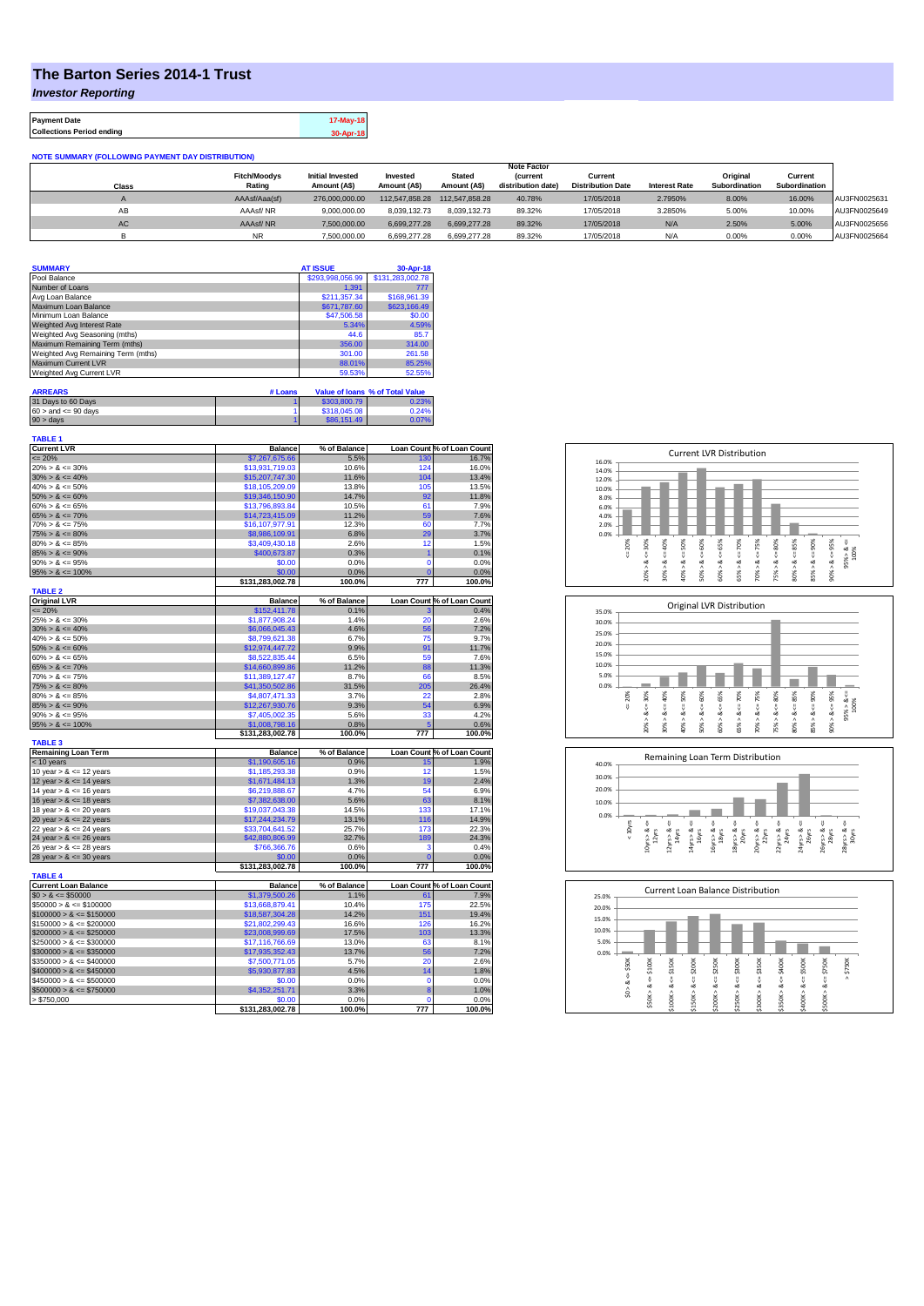# The Barton Series 2014-1 Trust

## *Investor Reporting*

| Payment Date | 17-May-18 |
|---|---|
| Collections Period ending | 30-Apr-18 |

**NOTE SUMMARY (FOLLOWING PAYMENT DAY DISTRIBUTION)**

| Class | Fitch/Moodys Rating | Initial Invested Amount (A$) | Invested Amount (A$) | Stated Amount (A$) | Note Factor (current distribution date) | Current Distribution Date | Interest Rate | Original Subordination | Current Subordination | |
|---|---|---|---|---|---|---|---|---|---|---|
| A | AAAsf/Aaa(sf) | 276,000,000.00 | 112,547,858.28 | 112,547,858.28 | 40.78% | 17/05/2018 | 2.7950% | 8.00% | 16.00% | AU3FN0025631 |
| AB | AAAsf/ NR | 9,000,000.00 | 8,039,132.73 | 8,039,132.73 | 89.32% | 17/05/2018 | 3.2850% | 5.00% | 10.00% | AU3FN0025649 |
| AC | AAAsf/ NR | 7,500,000.00 | 6,699,277.28 | 6,699,277.28 | 89.32% | 17/05/2018 | N/A | 2.50% | 5.00% | AU3FN0025656 |
| B | NR | 7,500,000.00 | 6,699,277.28 | 6,699,277.28 | 89.32% | 17/05/2018 | N/A | 0.00% | 0.00% | AU3FN0025664 |

| SUMMARY | AT ISSUE | 30-Apr-18 |
|---|---|---|
| Pool Balance | $293,998,056.99 | $131,283,002.78 |
| Number of Loans | 1,391 | 777 |
| Avg Loan Balance | $211,357.34 | $168,961.39 |
| Maximum Loan Balance | $671,787.60 | $623,166.49 |
| Minimum Loan Balance | $47,506.58 | $0.00 |
| Weighted Avg Interest Rate | 5.34% | 4.59% |
| Weighted Avg Seasoning (mths) | 44.6 | 85.7 |
| Maximum Remaining Term (mths) | 356.00 | 314.00 |
| Weighted Avg Remaining Term (mths) | 301.00 | 261.58 |
| Maximum Current LVR | 88.01% | 85.25% |
| Weighted Avg Current LVR | 59.53% | 52.55% |

| ARREARS | # Loans | Value of loans | % of Total Value |
|---|---|---|---|
| 31 Days to 60 Days | 1 | $303,800.79 | 0.23% |
| 60 > and <= 90 days | 1 | $318,045.08 | 0.24% |
| 90 > days | 1 | $86,151.49 | 0.07% |

**TABLE 1**

| Current LVR | Balance | % of Balance | Loan Count | % of Loan Count |
|---|---|---|---|---|
| <= 20% | $7,267,675.66 | 5.5% | 130 | 16.7% |
| 20% > & <= 30% | $13,931,719.03 | 10.6% | 124 | 16.0% |
| 30% > & <= 40% | $15,207,747.30 | 11.6% | 104 | 13.4% |
| 40% > & <= 50% | $18,105,209.09 | 13.8% | 105 | 13.5% |
| 50% > & <= 60% | $19,346,150.90 | 14.7% | 92 | 11.8% |
| 60% > & <= 65% | $13,796,893.84 | 10.5% | 61 | 7.9% |
| 65% > & <= 70% | $14,723,415.09 | 11.2% | 59 | 7.6% |
| 70% > & <= 75% | $16,107,977.91 | 12.3% | 60 | 7.7% |
| 75% > & <= 80% | $8,986,109.91 | 6.8% | 29 | 3.7% |
| 80% > & <= 85% | $3,409,430.18 | 2.6% | 12 | 1.5% |
| 85% > & <= 90% | $400,673.87 | 0.3% | 1 | 0.1% |
| 90% > & <= 95% | $0.00 | 0.0% | 0 | 0.0% |
| 95% > & <= 100% | $0.00 | 0.0% | 0 | 0.0% |
| | $131,283,002.78 | 100.0% | 777 | 100.0% |

**TABLE 2**

| Original LVR | Balance | % of Balance | Loan Count | % of Loan Count |
|---|---|---|---|---|
| <= 20% | $152,411.78 | 0.1% | 3 | 0.4% |
| 25% > & <= 30% | $1,877,908.24 | 1.4% | 20 | 2.6% |
| 30% > & <= 40% | $6,066,045.43 | 4.6% | 56 | 7.2% |
| 40% > & <= 50% | $8,799,621.38 | 6.7% | 75 | 9.7% |
| 50% > & <= 60% | $12,974,447.72 | 9.9% | 91 | 11.7% |
| 60% > & <= 65% | $8,522,835.44 | 6.5% | 59 | 7.6% |
| 65% > & <= 70% | $14,660,899.86 | 11.2% | 88 | 11.3% |
| 70% > & <= 75% | $11,389,127.47 | 8.7% | 66 | 8.5% |
| 75% > & <= 80% | $41,350,502.86 | 31.5% | 205 | 26.4% |
| 80% > & <= 85% | $4,807,471.33 | 3.7% | 22 | 2.8% |
| 85% > & <= 90% | $12,267,930.76 | 9.3% | 54 | 6.9% |
| 90% > & <= 95% | $7,405,002.35 | 5.6% | 33 | 4.2% |
| 95% > & <= 100% | $1,008,798.16 | 0.8% | 5 | 0.6% |
| | $131,283,002.78 | 100.0% | 777 | 100.0% |

**TABLE 3**

| Remaining Loan Term | Balance | % of Balance | Loan Count | % of Loan Count |
|---|---|---|---|---|
| < 10 years | $1,190,605.16 | 0.9% | 15 | 1.9% |
| 10 year > & <= 12 years | $1,185,293.38 | 0.9% | 12 | 1.5% |
| 12 year > & <= 14 years | $1,671,484.13 | 1.3% | 19 | 2.4% |
| 14 year > & <= 16 years | $6,219,888.67 | 4.7% | 54 | 6.9% |
| 16 year > & <= 18 years | $7,382,638.00 | 5.6% | 63 | 8.1% |
| 18 year > & <= 20 years | $19,037,043.38 | 14.5% | 133 | 17.1% |
| 20 year > & <= 22 years | $17,244,234.79 | 13.1% | 116 | 14.9% |
| 22 year > & <= 24 years | $33,704,641.52 | 25.7% | 173 | 22.3% |
| 24 year > & <= 26 years | $42,880,806.99 | 32.7% | 189 | 24.3% |
| 26 year > & <= 28 years | $766,366.76 | 0.6% | 3 | 0.4% |
| 28 year > & <= 30 years | $0.00 | 0.0% | 0 | 0.0% |
| | $131,283,002.78 | 100.0% | 777 | 100.0% |

**TABLE 4**

| Current Loan Balance | Balance | % of Balance | Loan Count | % of Loan Count |
|---|---|---|---|---|
| $0 > & <= $50000 | $1,379,500.26 | 1.1% | 61 | 7.9% |
| $50000 > & <= $100000 | $13,668,879.41 | 10.4% | 175 | 22.5% |
| $100000 > & <= $150000 | $18,587,304.28 | 14.2% | 151 | 19.4% |
| $150000 > & <= $200000 | $21,802,299.43 | 16.6% | 126 | 16.2% |
| $200000 > & <= $250000 | $23,008,999.69 | 17.5% | 103 | 13.3% |
| $250000 > & <= $300000 | $17,116,766.69 | 13.0% | 63 | 8.1% |
| $300000 > & <= $350000 | $17,935,352.43 | 13.7% | 56 | 7.2% |
| $350000 > & <= $400000 | $7,500,771.05 | 5.7% | 20 | 2.6% |
| $400000 > & <= $450000 | $5,930,877.83 | 4.5% | 14 | 1.8% |
| $450000 > & <= $500000 | $0.00 | 0.0% | 0 | 0.0% |
| $500000 > & <= $750000 | $4,352,251.71 | 3.3% | 8 | 1.0% |
| > $750,000 | $0.00 | 0.0% | 0 | 0.0% |
| | $131,283,002.78 | 100.0% | 777 | 100.0% |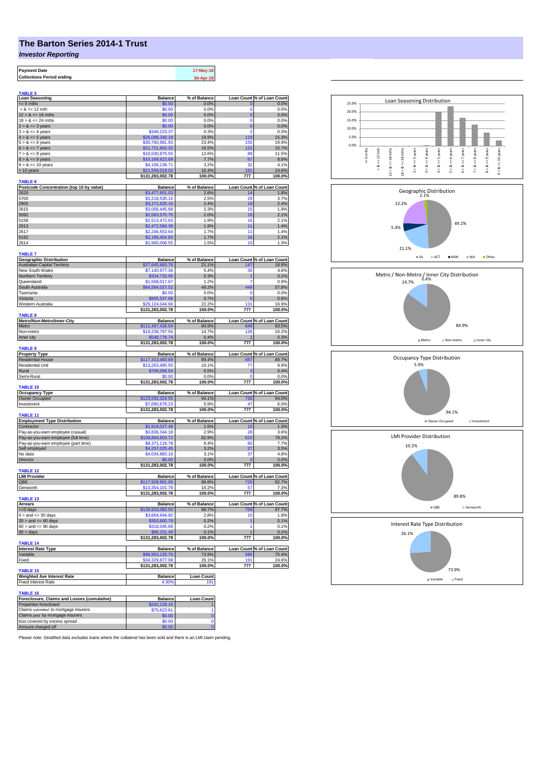# The Barton Series 2014-1 Trust

## *Investor Reporting*

| | |
|---|---|
| **Payment Date** | 17-May-18 |
| **Collections Period ending** | 30-Apr-18 |

**TABLE 5**

| Loan Seasoning | Balance | % of Balance | Loan Count | % of Loan Count |
|---|---|---|---|---|
| <= 6 mths | $0.00 | 0.0% | 0 | 0.0% |
| > & <= 12 mth | $0.00 | 0.0% | 0 | 0.0% |
| 12 > & <= 18 mths | $0.00 | 0.0% | 0 | 0.0% |
| 18 > & <= 24 mths | $0.00 | 0.0% | 0 | 0.0% |
| 2 > & <= 3 years | $0.00 | 0.0% | 0 | 0.0% |
| 3 > & <= 4 years | $349,223.37 | 0.3% | 2 | 0.3% |
| 4 > & <= 5 years | $26,088,340.19 | 19.9% | 119 | 15.3% |
| 5 > & <= 6 years | $30,760,981.93 | 23.4% | 155 | 19.9% |
| 6 > & <= 7 years | $21,721,802.32 | 16.5% | 122 | 15.7% |
| 7 > & <= 8 years | $16,530,875.55 | 12.6% | 89 | 11.5% |
| 8 > & <= 9 years | $10,169,623.69 | 7.7% | 67 | 8.6% |
| 9 > & <= 10 years | $4,156,136.71 | 3.2% | 32 | 4.1% |
| > 10 years | $21,506,019.02 | 16.4% | 191 | 24.6% |
| | $131,283,002.78 | 100.0% | 777 | 100.0% |

**TABLE 6**

| Postcode Concentration (top 10 by value) | Balance | % of Balance | Loan Count | % of Loan Count |
|---|---|---|---|---|
| 2620 | $3,477,601.03 | 2.6% | 14 | 1.8% |
| 5700 | $3,218,535.15 | 2.5% | 29 | 3.7% |
| 2905 | $3,171,625.16 | 2.4% | 19 | 2.4% |
| 2615 | $3,006,445.68 | 2.3% | 15 | 1.9% |
| 5092 | $2,583,575.75 | 2.0% | 16 | 2.1% |
| 5158 | $2,513,472.63 | 1.9% | 16 | 2.1% |
| 2913 | $2,472,566.39 | 1.9% | 11 | 1.4% |
| 2617 | $2,246,553.64 | 1.7% | 11 | 1.4% |
| 5162 | $2,195,454.83 | 1.7% | 16 | 2.1% |
| 2614 | $1,960,006.55 | 1.5% | 10 | 1.3% |

**TABLE 7**

| Geographic Distribution | Balance | % of Balance | Loan Count | % of Loan Count |
|---|---|---|---|---|
| Australian Capital Territory | $27,645,663.76 | 21.1% | 147 | 18.9% |
| New South Wales | $7,140,977.34 | 5.4% | 36 | 4.6% |
| Northern Territory | $334,733.95 | 0.3% | 1 | 0.1% |
| Queensland | $1,568,017.67 | 1.2% | 7 | 0.9% |
| South Australia | $64,564,027.52 | 49.2% | 449 | 57.8% |
| Tasmania | $0.00 | 0.0% | 0 | 0.0% |
| Victoria | $905,537.88 | 0.7% | 6 | 0.8% |
| Western Australia | $29,124,044.66 | 22.2% | 131 | 16.9% |
| | $131,283,002.78 | 100.0% | 777 | 100.0% |

**TABLE 8**

| Metro/Non-Metro/Inner-City | Balance | % of Balance | Loan Count | % of Loan Count |
|---|---|---|---|---|
| Metro | $111,497,426.54 | 84.9% | 649 | 83.5% |
| Non-metro | $19,236,797.50 | 14.7% | 126 | 16.2% |
| Inner city | $548,778.74 | 0.4% | 2 | 0.3% |
| | $131,283,002.78 | 100.0% | 777 | 100.0% |

**TABLE 9**

| Property Type | Balance | % of Balance | Loan Count | % of Loan Count |
|---|---|---|---|---|
| Residential House | $117,313,460.69 | 89.4% | 697 | 89.7% |
| Residential Unit | $13,263,485.55 | 10.1% | 77 | 9.9% |
| Rural | $706,056.54 | 0.5% | 3 | 0.4% |
| Semi-Rural | $0.00 | 0.0% | 0 | 0.0% |
| | $131,283,002.78 | 100.0% | 777 | 100.0% |

**TABLE 10**

| Occupancy Type | Balance | % of Balance | Loan Count | % of Loan Count |
|---|---|---|---|---|
| Owner Occupied | $123,592,324.55 | 94.1% | 730 | 94.0% |
| Investment | $7,690,678.23 | 5.9% | 47 | 6.0% |
| | $131,283,002.78 | 100.0% | 777 | 100.0% |

**TABLE 11**

| Employment Type Distribution | Balance | % of Balance | Loan Count | % of Loan Count |
|---|---|---|---|---|
| Contractor | $1,919,027.49 | 1.5% | 10 | 1.3% |
| Pay-as-you-earn employee (casual) | $3,836,344.18 | 2.9% | 28 | 3.6% |
| Pay-as-you-earn employee (full time) | $108,864,603.72 | 82.9% | 615 | 79.2% |
| Pay-as-you-earn employee (part time) | $8,371,118.78 | 6.4% | 60 | 7.7% |
| Self employed | $4,257,025.45 | 3.2% | 27 | 3.5% |
| No data | $4,034,883.16 | 3.1% | 37 | 4.8% |
| Director | $0.00 | 0.0% | 0 | 0.0% |
| | $131,283,002.78 | 100.0% | 777 | 100.0% |

**TABLE 12**

| LMI Provider | Balance | % of Balance | Loan Count | % of Loan Count |
|---|---|---|---|---|
| QBE | $117,928,901.00 | 89.8% | 720 | 92.7% |
| Genworth | $13,354,101.78 | 10.2% | 57 | 7.3% |
| | $131,283,002.78 | 100.0% | 777 | 100.0% |

**TABLE 13**

| Arrears | Balance | % of Balance | Loan Count | % of Loan Count |
|---|---|---|---|---|
| <=0 days | $126,910,060.50 | 96.7% | 759 | 97.7% |
| 0 > and <= 30 days | $3,664,944.92 | 2.8% | 15 | 1.9% |
| 30 > and <= 60 days | $303,800.79 | 0.2% | 1 | 0.1% |
| 60 > and <= 90 days | $318,045.08 | 0.2% | 1 | 0.1% |
| 90 > days | $86,151.49 | 0.1% | 1 | 0.1% |
| | $131,283,002.78 | 100.0% | 777 | 100.0% |

**TABLE 14**

| Interest Rate Type | Balance | % of Balance | Loan Count | % of Loan Count |
|---|---|---|---|---|
| Variable | $96,953,125.70 | 73.9% | 586 | 75.4% |
| Fixed | $34,329,877.08 | 26.1% | 191 | 24.6% |
| | $131,283,002.78 | 100.0% | 777 | 100.0% |

**TABLE 15**

| Weighted Ave Interest Rate | Balance | Loan Count |
|---|---|---|
| Fixed Interest Rate | 4.30% | 191 |

**TABLE 16**

| Foreclosure, Claims and Losses (cumulative) | Balance | Loan Count |
|---|---|---|
| Properties foreclosed | $242,129.16 | 1 |
| Claims *submitted* to mortgage insurers | $75,623.61 | 1 |
| Claims *paid* by mortgage insurers | $0.00 | 0 |
| loss covered by excess spread | $0.00 | 0 |
| Amount charged off | $0.00 | 0 |

Please note: Stratified data excludes loans where the collateral has been sold and there is an LMI claim pending.

Loan Seasoning Distribution
25.0%
20.0%
15.0%
10.0%
5.0%
0.0%
<= 6 mths
> & <= 12 mth
12 > & <= 18 mths
18 > & <= 24 mths
2 > & <= 3 years
3 > & <= 4 years
4 > & <= 5 years
5 > & <= 6 years
6 > & <= 7 years
7 > & <= 8 years
8 > & <= 9 years
9 > & <= 10 years

Geographic Distribution
2.1%
22.2%
5.4%
21.1%
49.2%
SA ACT NSW WA Other

Metro / Non-Metro / Inner City Distribution
0.4%
14.7%
84.9%
Metro Non-metro Inner city

Occupancy Type Distribution
5.9%
94.1%
Owner Occupied Investment

LMI Provider Distribution
10.2%
89.8%
QBE Genworth

Interest Rate Type Distribution
26.1%
73.9%
Variable Fixed